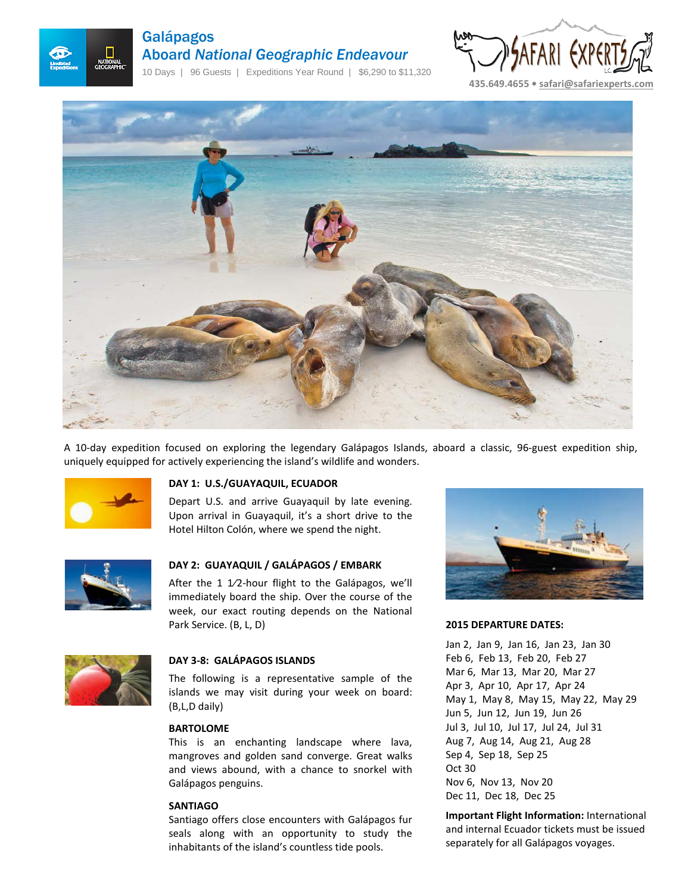# Galápagos

## Aboard *National Geographic Endeavour*

10 Days | 96 Guests | Expeditions Year Round | $6,290 to $11,320

435.649.4655 • safari@safariexperts.com

A 10-day expedition focused on exploring the legendary Galápagos Islands, aboard a classic, 96-guest expedition ship, uniquely equipped for actively experiencing the island's wildlife and wonders.

### DAY 1: U.S./GUAYAQUIL, ECUADOR

Depart U.S. and arrive Guayaquil by late evening. Upon arrival in Guayaquil, it's a short drive to the Hotel Hilton Colón, where we spend the night.

### DAY 2: GUAYAQUIL / GALÁPAGOS / EMBARK

After the 1 1⁄2-hour flight to the Galápagos, we'll immediately board the ship. Over the course of the week, our exact routing depends on the National Park Service. (B, L, D)

### DAY 3-8: GALÁPAGOS ISLANDS

The following is a representative sample of the islands we may visit during your week on board: (B,L,D daily)

**BARTOLOME**

This is an enchanting landscape where lava, mangroves and golden sand converge. Great walks and views abound, with a chance to snorkel with Galápagos penguins.

**SANTIAGO**

Santiago offers close encounters with Galápagos fur seals along with an opportunity to study the inhabitants of the island's countless tide pools.

**2015 DEPARTURE DATES:**

Jan 2, Jan 9, Jan 16, Jan 23, Jan 30
Feb 6, Feb 13, Feb 20, Feb 27
Mar 6, Mar 13, Mar 20, Mar 27
Apr 3, Apr 10, Apr 17, Apr 24
May 1, May 8, May 15, May 22, May 29
Jun 5, Jun 12, Jun 19, Jun 26
Jul 3, Jul 10, Jul 17, Jul 24, Jul 31
Aug 7, Aug 14, Aug 21, Aug 28
Sep 4, Sep 18, Sep 25
Oct 30
Nov 6, Nov 13, Nov 20
Dec 11, Dec 18, Dec 25

**Important Flight Information:** International and internal Ecuador tickets must be issued separately for all Galápagos voyages.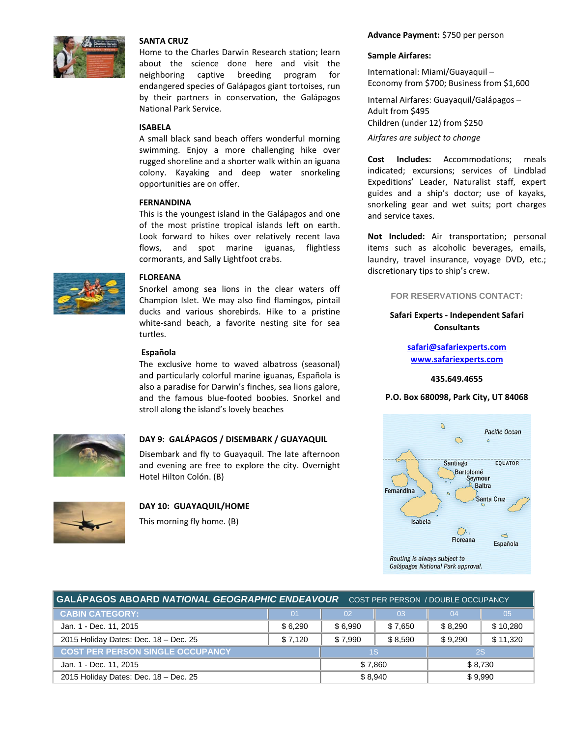### SANTA CRUZ

Home to the Charles Darwin Research station; learn about the science done here and visit the neighboring captive breeding program for endangered species of Galápagos giant tortoises, run by their partners in conservation, the Galápagos National Park Service.

### ISABELA

A small black sand beach offers wonderful morning swimming. Enjoy a more challenging hike over rugged shoreline and a shorter walk within an iguana colony. Kayaking and deep water snorkeling opportunities are on offer.

### FERNANDINA

This is the youngest island in the Galápagos and one of the most pristine tropical islands left on earth. Look forward to hikes over relatively recent lava flows, and spot marine iguanas, flightless cormorants, and Sally Lightfoot crabs.

### FLOREANA

Snorkel among sea lions in the clear waters off Champion Islet. We may also find flamingos, pintail ducks and various shorebirds. Hike to a pristine white-sand beach, a favorite nesting site for sea turtles.

### Española

The exclusive home to waved albatross (seasonal) and particularly colorful marine iguanas, Española is also a paradise for Darwin's finches, sea lions galore, and the famous blue-footed boobies. Snorkel and stroll along the island's lovely beaches

### DAY 9: GALÁPAGOS / DISEMBARK / GUAYAQUIL

Disembark and fly to Guayaquil. The late afternoon and evening are free to explore the city. Overnight Hotel Hilton Colón. (B)

### DAY 10: GUAYAQUIL/HOME

This morning fly home. (B)

**Advance Payment:** $750 per person

**Sample Airfares:**

International: Miami/Guayaquil – Economy from $700; Business from $1,600

Internal Airfares: Guayaquil/Galápagos – Adult from $495
Children (under 12) from $250

*Airfares are subject to change*

**Cost Includes:** Accommodations; meals indicated; excursions; services of Lindblad Expeditions' Leader, Naturalist staff, expert guides and a ship's doctor; use of kayaks, snorkeling gear and wet suits; port charges and service taxes.

**Not Included:** Air transportation; personal items such as alcoholic beverages, emails, laundry, travel insurance, voyage DVD, etc.; discretionary tips to ship's crew.

FOR RESERVATIONS CONTACT:

**Safari Experts - Independent Safari Consultants**

safari@safariexperts.com
www.safariexperts.com

**435.649.4655**

**P.O. Box 680098, Park City, UT 84068**

Pacific Ocean, EQUATOR, Santiago, Bartolomé, Seymour, Baltra, Fernandina, Santa Cruz, Isabela, Floreana, Española

*Routing is always subject to Galápagos National Park approval.*

| GALÁPAGOS ABOARD *NATIONAL GEOGRAPHIC ENDEAVOUR* COST PER PERSON / DOUBLE OCCUPANCY | | | | | |
|---|---|---|---|---|---|
| CABIN CATEGORY: | 01 | 02 | 03 | 04 | 05 |
| Jan. 1 - Dec. 11, 2015 | $ 6,290 | $ 6,990 | $ 7,650 | $ 8,290 | $ 10,280 |
| 2015 Holiday Dates: Dec. 18 – Dec. 25 | $ 7,120 | $ 7,990 | $ 8,590 | $ 9,290 | $ 11,320 |
| COST PER PERSON SINGLE OCCUPANCY | 1S | | 2S | | |
| Jan. 1 - Dec. 11, 2015 | $ 7,860 | | $ 8,730 | | |
| 2015 Holiday Dates: Dec. 18 – Dec. 25 | $ 8,940 | | $ 9,990 | | |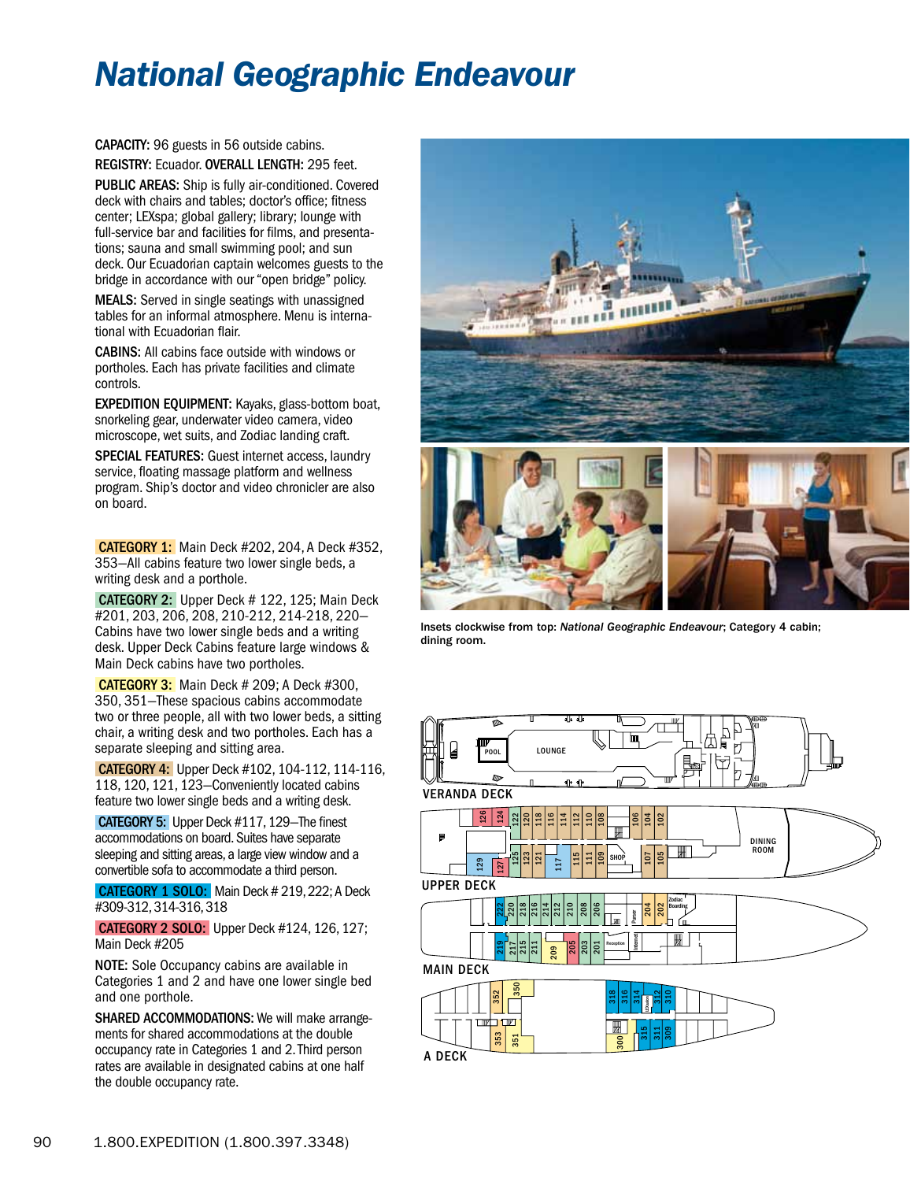# National Geographic Endeavour

**CAPACITY:** 96 guests in 56 outside cabins.

**REGISTRY:** Ecuador. **OVERALL LENGTH:** 295 feet.

**PUBLIC AREAS:** Ship is fully air-conditioned. Covered deck with chairs and tables; doctor's office; fitness center; LEXspa; global gallery; library; lounge with full-service bar and facilities for films, and presentations; sauna and small swimming pool; and sun deck. Our Ecuadorian captain welcomes guests to the bridge in accordance with our "open bridge" policy.

**MEALS:** Served in single seatings with unassigned tables for an informal atmosphere. Menu is international with Ecuadorian flair.

**CABINS:** All cabins face outside with windows or portholes. Each has private facilities and climate controls.

**EXPEDITION EQUIPMENT:** Kayaks, glass-bottom boat, snorkeling gear, underwater video camera, video microscope, wet suits, and Zodiac landing craft.

**SPECIAL FEATURES:** Guest internet access, laundry service, floating massage platform and wellness program. Ship's doctor and video chronicler are also on board.

**CATEGORY 1:** Main Deck #202, 204, A Deck #352, 353—All cabins feature two lower single beds, a writing desk and a porthole.

**CATEGORY 2:** Upper Deck # 122, 125; Main Deck #201, 203, 206, 208, 210-212, 214-218, 220—Cabins have two lower single beds and a writing desk. Upper Deck Cabins feature large windows & Main Deck cabins have two portholes.

**CATEGORY 3:** Main Deck # 209; A Deck #300, 350, 351—These spacious cabins accommodate two or three people, all with two lower beds, a sitting chair, a writing desk and two portholes. Each has a separate sleeping and sitting area.

**CATEGORY 4:** Upper Deck #102, 104-112, 114-116, 118, 120, 121, 123—Conveniently located cabins feature two lower single beds and a writing desk.

**CATEGORY 5:** Upper Deck #117, 129—The finest accommodations on board. Suites have separate sleeping and sitting areas, a large view window and a convertible sofa to accommodate a third person.

**CATEGORY 1 SOLO:** Main Deck # 219, 222; A Deck #309-312, 314-316, 318

**CATEGORY 2 SOLO:** Upper Deck #124, 126, 127; Main Deck #205

**NOTE:** Sole Occupancy cabins are available in Categories 1 and 2 and have one lower single bed and one porthole.

**SHARED ACCOMMODATIONS:** We will make arrangements for shared accommodations at the double occupancy rate in Categories 1 and 2. Third person rates are available in designated cabins at one half the double occupancy rate.

Insets clockwise from top: *National Geographic Endeavour*; Category 4 cabin; dining room.

VERANDA DECK

POOL

LOUNGE

UPPER DECK

126 124 122 120 118 116 114 112 110 108 106 104 102

129 127 125 123 121 117 115 111 109 SHOP 107 105

DINING ROOM

MAIN DECK

222 220 218 216 214 212 210 208 206 Purser 204 202 Zodiac Boarding

219 217 215 211 209 205 203 201 Reception Internet

A DECK

352 350 318 316 314 312 310

353 351 300 315 311 309

1.800.EXPEDITION (1.800.397.3348)